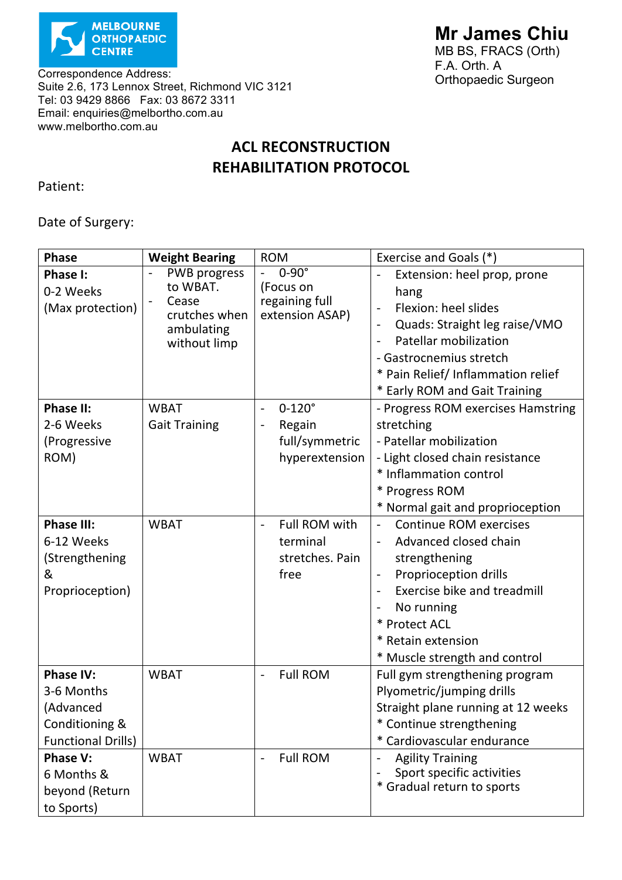MELBOURNE ORTHOPAEDIC CENTRE

Correspondence Address:
Suite 2.6, 173 Lennox Street, Richmond VIC 3121
Tel: 03 9429 8866 Fax: 03 8672 3311
Email: enquiries@melbortho.com.au
www.melbortho.com.au

**Mr James Chiu**
MB BS, FRACS (Orth)
F.A. Orth. A
Orthopaedic Surgeon

# ACL RECONSTRUCTION REHABILITATION PROTOCOL

Patient:

Date of Surgery:

| Phase | Weight Bearing | ROM | Exercise and Goals (*) |
|---|---|---|---|
| **Phase I:** 0-2 Weeks (Max protection) | - PWB progress to WBAT.<br>- Cease crutches when ambulating without limp | - 0-90° (Focus on regaining full extension ASAP) | - Extension: heel prop, prone hang<br>- Flexion: heel slides<br>- Quads: Straight leg raise/VMO<br>- Patellar mobilization<br>- Gastrocnemius stretch<br>* Pain Relief/ Inflammation relief<br>* Early ROM and Gait Training |
| **Phase II:** 2-6 Weeks (Progressive ROM) | WBAT<br>Gait Training | - 0-120°<br>- Regain full/symmetric hyperextension | - Progress ROM exercises Hamstring stretching<br>- Patellar mobilization<br>- Light closed chain resistance<br>* Inflammation control<br>* Progress ROM<br>* Normal gait and proprioception |
| **Phase III:** 6-12 Weeks (Strengthening & Proprioception) | WBAT | - Full ROM with terminal stretches. Pain free | - Continue ROM exercises<br>- Advanced closed chain strengthening<br>- Proprioception drills<br>- Exercise bike and treadmill<br>- No running<br>* Protect ACL<br>* Retain extension<br>* Muscle strength and control |
| **Phase IV:** 3-6 Months (Advanced Conditioning & Functional Drills) | WBAT | - Full ROM | Full gym strengthening program<br>Plyometric/jumping drills<br>Straight plane running at 12 weeks<br>* Continue strengthening<br>* Cardiovascular endurance |
| **Phase V:** 6 Months & beyond (Return to Sports) | WBAT | - Full ROM | - Agility Training<br>- Sport specific activities<br>* Gradual return to sports |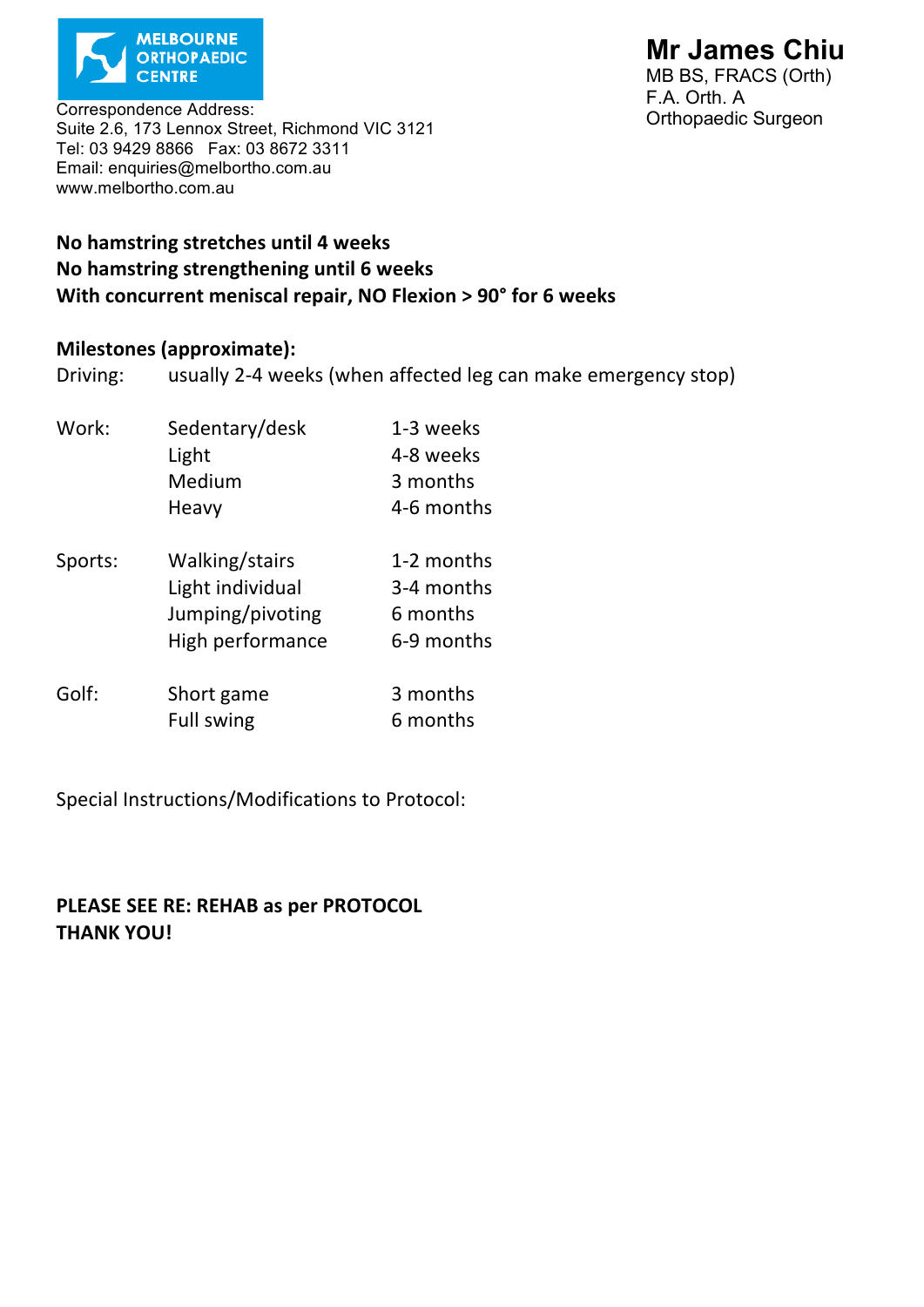MELBOURNE ORTHOPAEDIC CENTRE

Correspondence Address:
Suite 2.6, 173 Lennox Street, Richmond VIC 3121
Tel: 03 9429 8866 Fax: 03 8672 3311
Email: enquiries@melbortho.com.au
www.melbortho.com.au

**Mr James Chiu**
MB BS, FRACS (Orth)
F.A. Orth. A
Orthopaedic Surgeon

**No hamstring stretches until 4 weeks**
**No hamstring strengthening until 6 weeks**
**With concurrent meniscal repair, NO Flexion > 90° for 6 weeks**

**Milestones (approximate):**

Driving: usually 2-4 weeks (when affected leg can make emergency stop)

| | | |
|---|---|---|
| Work: | Sedentary/desk | 1-3 weeks |
| | Light | 4-8 weeks |
| | Medium | 3 months |
| | Heavy | 4-6 months |
| Sports: | Walking/stairs | 1-2 months |
| | Light individual | 3-4 months |
| | Jumping/pivoting | 6 months |
| | High performance | 6-9 months |
| Golf: | Short game | 3 months |
| | Full swing | 6 months |

Special Instructions/Modifications to Protocol:

**PLEASE SEE RE: REHAB as per PROTOCOL**
**THANK YOU!**